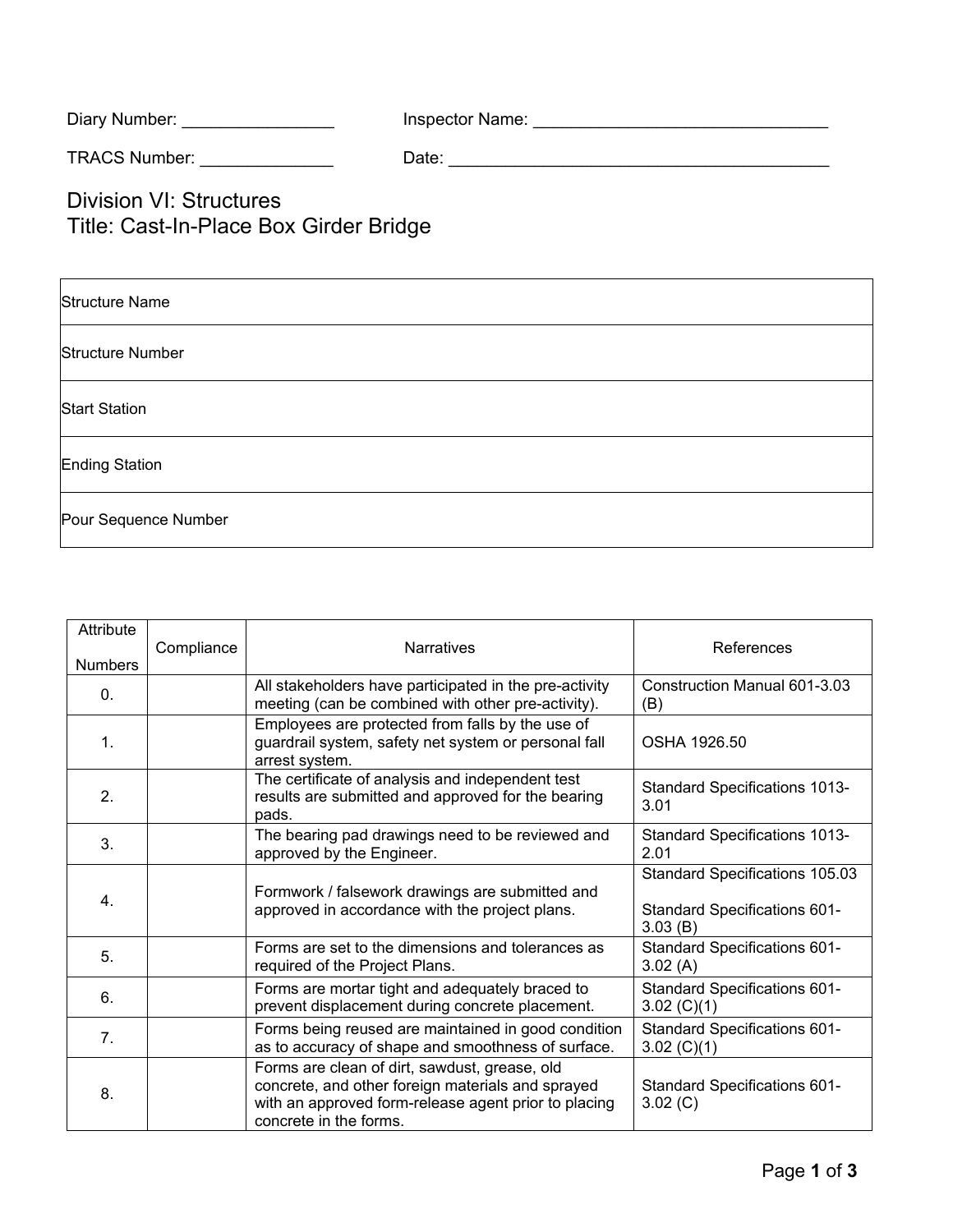Diary Number: ________________ Inspector Name: _______________________________

TRACS Number: ______________ Date: _________________________________________

# Division VI: Structures
# Title: Cast-In-Place Box Girder Bridge

| Structure Name |
| --- |
| Structure Number |
| Start Station |
| Ending Station |
| Pour Sequence Number |

| Attribute Numbers | Compliance | Narratives | References |
| --- | --- | --- | --- |
| 0. | | All stakeholders have participated in the pre-activity meeting (can be combined with other pre-activity). | Construction Manual 601-3.03 (B) |
| 1. | | Employees are protected from falls by the use of guardrail system, safety net system or personal fall arrest system. | OSHA 1926.50 |
| 2. | | The certificate of analysis and independent test results are submitted and approved for the bearing pads. | Standard Specifications 1013-3.01 |
| 3. | | The bearing pad drawings need to be reviewed and approved by the Engineer. | Standard Specifications 1013-2.01 |
| 4. | | Formwork / falsework drawings are submitted and approved in accordance with the project plans. | Standard Specifications 105.03<br><br>Standard Specifications 601-3.03 (B) |
| 5. | | Forms are set to the dimensions and tolerances as required of the Project Plans. | Standard Specifications 601-3.02 (A) |
| 6. | | Forms are mortar tight and adequately braced to prevent displacement during concrete placement. | Standard Specifications 601-3.02 (C)(1) |
| 7. | | Forms being reused are maintained in good condition as to accuracy of shape and smoothness of surface. | Standard Specifications 601-3.02 (C)(1) |
| 8. | | Forms are clean of dirt, sawdust, grease, old concrete, and other foreign materials and sprayed with an approved form-release agent prior to placing concrete in the forms. | Standard Specifications 601-3.02 (C) |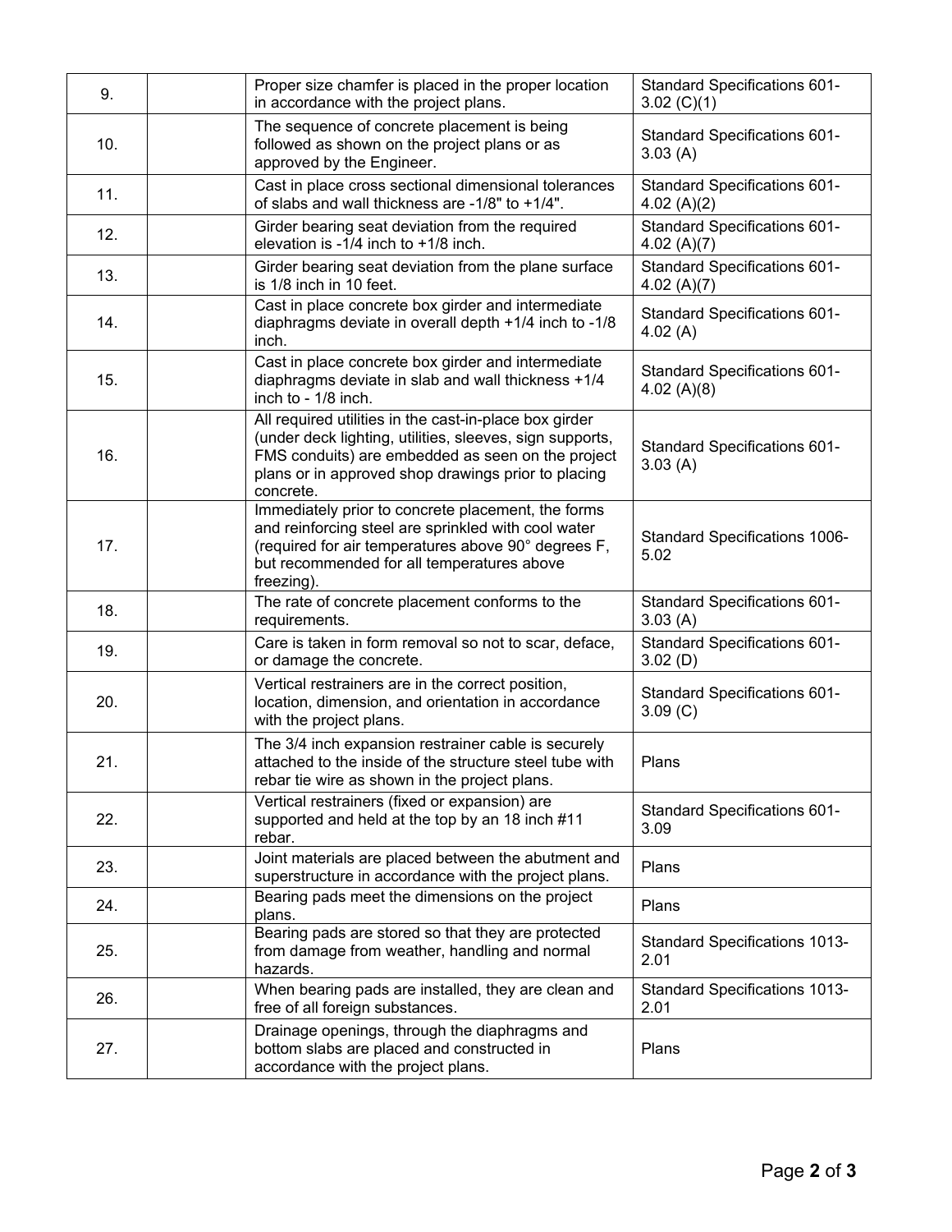| | | | |
|---|---|---|---|
| 9. | | Proper size chamfer is placed in the proper location in accordance with the project plans. | Standard Specifications 601-3.02 (C)(1) |
| 10. | | The sequence of concrete placement is being followed as shown on the project plans or as approved by the Engineer. | Standard Specifications 601-3.03 (A) |
| 11. | | Cast in place cross sectional dimensional tolerances of slabs and wall thickness are -1/8" to +1/4". | Standard Specifications 601-4.02 (A)(2) |
| 12. | | Girder bearing seat deviation from the required elevation is -1/4 inch to +1/8 inch. | Standard Specifications 601-4.02 (A)(7) |
| 13. | | Girder bearing seat deviation from the plane surface is 1/8 inch in 10 feet. | Standard Specifications 601-4.02 (A)(7) |
| 14. | | Cast in place concrete box girder and intermediate diaphragms deviate in overall depth +1/4 inch to -1/8 inch. | Standard Specifications 601-4.02 (A) |
| 15. | | Cast in place concrete box girder and intermediate diaphragms deviate in slab and wall thickness +1/4 inch to - 1/8 inch. | Standard Specifications 601-4.02 (A)(8) |
| 16. | | All required utilities in the cast-in-place box girder (under deck lighting, utilities, sleeves, sign supports, FMS conduits) are embedded as seen on the project plans or in approved shop drawings prior to placing concrete. | Standard Specifications 601-3.03 (A) |
| 17. | | Immediately prior to concrete placement, the forms and reinforcing steel are sprinkled with cool water (required for air temperatures above 90° degrees F, but recommended for all temperatures above freezing). | Standard Specifications 1006-5.02 |
| 18. | | The rate of concrete placement conforms to the requirements. | Standard Specifications 601-3.03 (A) |
| 19. | | Care is taken in form removal so not to scar, deface, or damage the concrete. | Standard Specifications 601-3.02 (D) |
| 20. | | Vertical restrainers are in the correct position, location, dimension, and orientation in accordance with the project plans. | Standard Specifications 601-3.09 (C) |
| 21. | | The 3/4 inch expansion restrainer cable is securely attached to the inside of the structure steel tube with rebar tie wire as shown in the project plans. | Plans |
| 22. | | Vertical restrainers (fixed or expansion) are supported and held at the top by an 18 inch #11 rebar. | Standard Specifications 601-3.09 |
| 23. | | Joint materials are placed between the abutment and superstructure in accordance with the project plans. | Plans |
| 24. | | Bearing pads meet the dimensions on the project plans. | Plans |
| 25. | | Bearing pads are stored so that they are protected from damage from weather, handling and normal hazards. | Standard Specifications 1013-2.01 |
| 26. | | When bearing pads are installed, they are clean and free of all foreign substances. | Standard Specifications 1013-2.01 |
| 27. | | Drainage openings, through the diaphragms and bottom slabs are placed and constructed in accordance with the project plans. | Plans |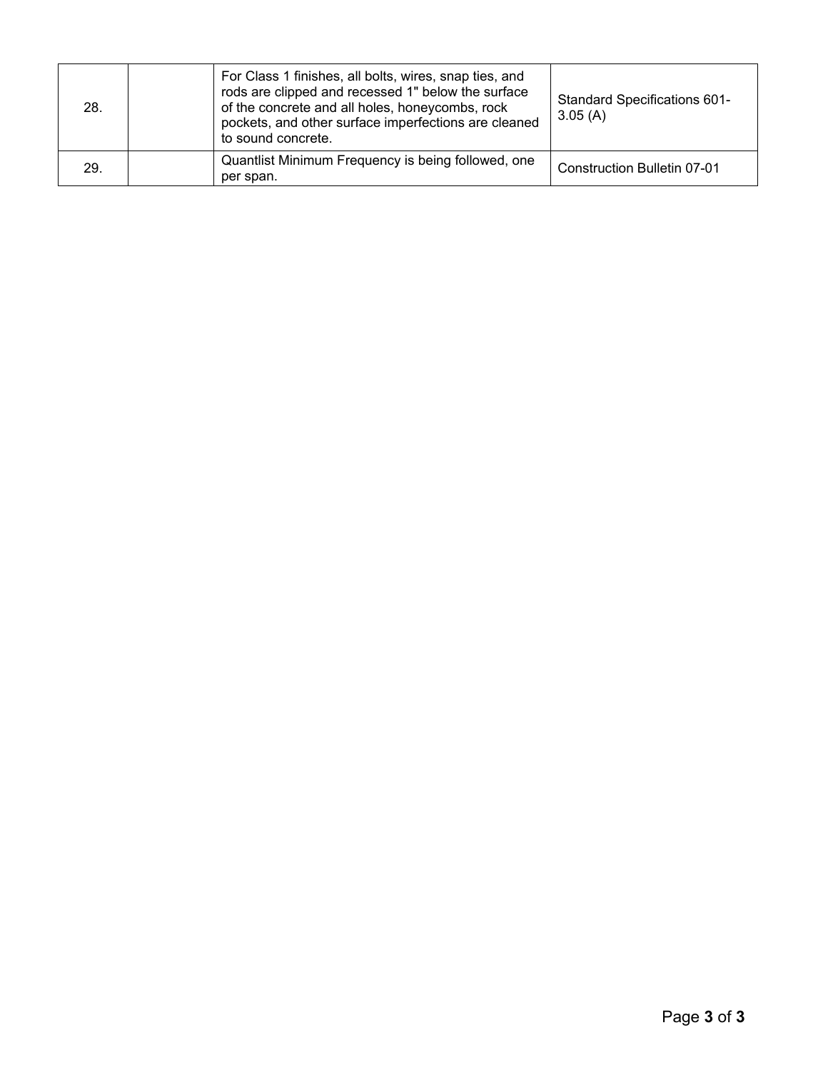| | | | |
|---|---|---|---|
| 28. | | For Class 1 finishes, all bolts, wires, snap ties, and rods are clipped and recessed 1" below the surface of the concrete and all holes, honeycombs, rock pockets, and other surface imperfections are cleaned to sound concrete. | Standard Specifications 601-3.05 (A) |
| 29. | | Quantlist Minimum Frequency is being followed, one per span. | Construction Bulletin 07-01 |